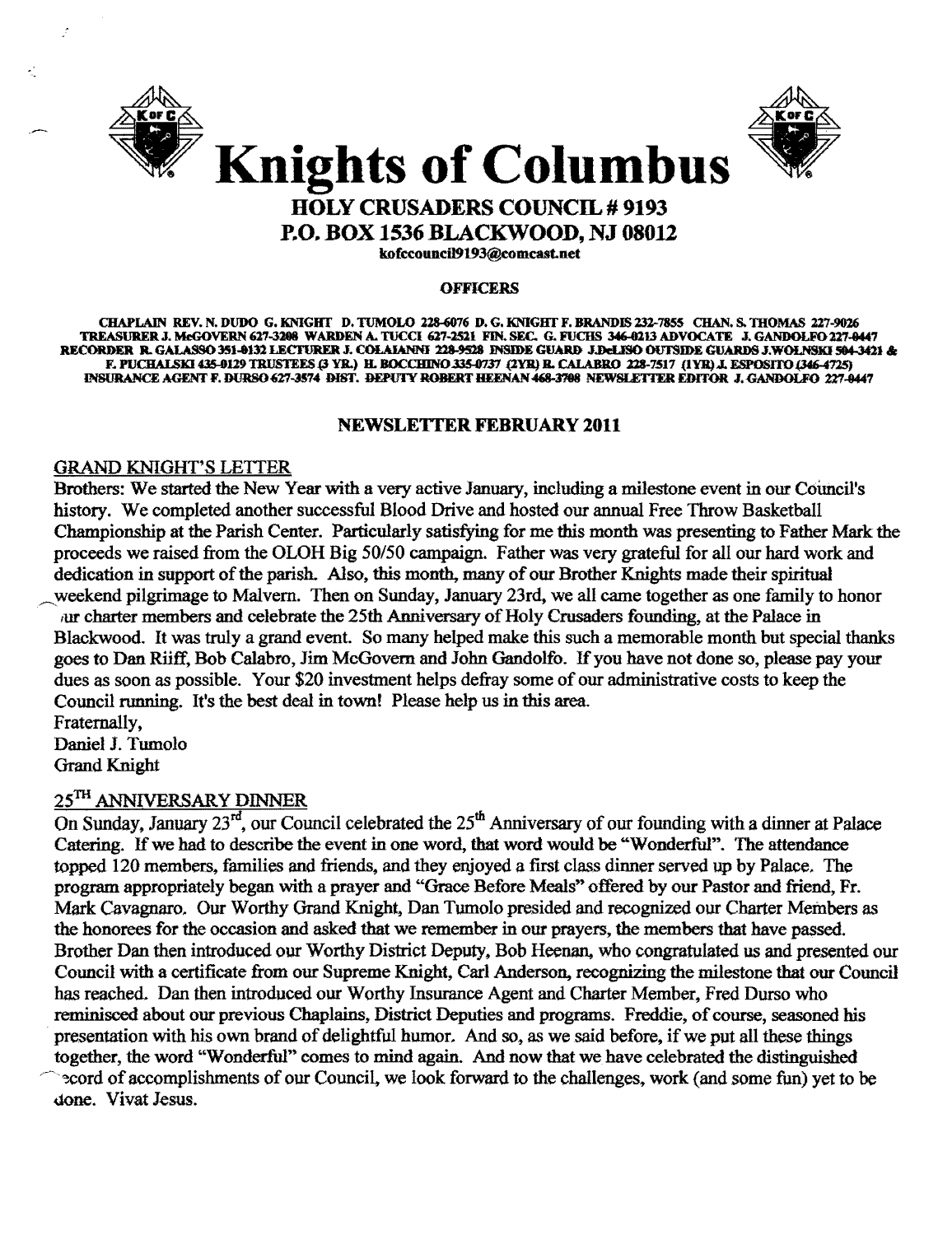# Knights of Columbus

## HOLY CRUSADERS COUNCIL # 9193

## P.O. BOX 1536 BLACKWOOD, NJ 08012

kofccouncil9193@comcast.net

**OFFICERS**

**CHAPLAIN REV. N. DUDO G. KNIGHT D. TUMOLO 228-6076 D. G. KNIGHT F. BRANDIS 232-7855 CHAN. S. THOMAS 227-9026 TREASURER J. McGOVERN 627-3208 WARDEN A. TUCCI 627-2521 FIN. SEC. G. FUCHS 346-0213 ADVOCATE J. GANDOLFO 227-0447 RECORDER R. GALASSO 351-0132 LECTURER J. COLAIANNI 228-9528 INSIDE GUARD J.DeLISO OUTSIDE GUARDS J.WOLNSKI 504-3421 & F. PUCHALSKI 435-0129 TRUSTEES (3 YR.) H. BOCCHINO 335-0737 (2YR) R. CALABRO 228-7517 (1YR) J. ESPOSITO (346-4725) INSURANCE AGENT F. DURSO 627-3574 DIST. DEPUTY ROBERT HEENAN 468-3708 NEWSLETTER EDITOR J. GANDOLFO 227-0447**

**NEWSLETTER FEBRUARY 2011**

GRAND KNIGHT'S LETTER

Brothers: We started the New Year with a very active January, including a milestone event in our Council's history. We completed another successful Blood Drive and hosted our annual Free Throw Basketball Championship at the Parish Center. Particularly satisfying for me this month was presenting to Father Mark the proceeds we raised from the OLOH Big 50/50 campaign. Father was very grateful for all our hard work and dedication in support of the parish. Also, this month, many of our Brother Knights made their spiritual weekend pilgrimage to Malvern. Then on Sunday, January 23rd, we all came together as one family to honor our charter members and celebrate the 25th Anniversary of Holy Crusaders founding, at the Palace in Blackwood. It was truly a grand event. So many helped make this such a memorable month but special thanks goes to Dan Riiff, Bob Calabro, Jim McGovern and John Gandolfo. If you have not done so, please pay your dues as soon as possible. Your $20 investment helps defray some of our administrative costs to keep the Council running. It's the best deal in town! Please help us in this area.

Fraternally,
Daniel J. Tumolo
Grand Knight

25TH ANNIVERSARY DINNER

On Sunday, January 23rd, our Council celebrated the 25th Anniversary of our founding with a dinner at Palace Catering. If we had to describe the event in one word, that word would be "Wonderful". The attendance topped 120 members, families and friends, and they enjoyed a first class dinner served up by Palace. The program appropriately began with a prayer and "Grace Before Meals" offered by our Pastor and friend, Fr. Mark Cavagnaro. Our Worthy Grand Knight, Dan Tumolo presided and recognized our Charter Members as the honorees for the occasion and asked that we remember in our prayers, the members that have passed. Brother Dan then introduced our Worthy District Deputy, Bob Heenan, who congratulated us and presented our Council with a certificate from our Supreme Knight, Carl Anderson, recognizing the milestone that our Council has reached. Dan then introduced our Worthy Insurance Agent and Charter Member, Fred Durso who reminisced about our previous Chaplains, District Deputies and programs. Freddie, of course, seasoned his presentation with his own brand of delightful humor. And so, as we said before, if we put all these things together, the word "Wonderful" comes to mind again. And now that we have celebrated the distinguished record of accomplishments of our Council, we look forward to the challenges, work (and some fun) yet to be done. Vivat Jesus.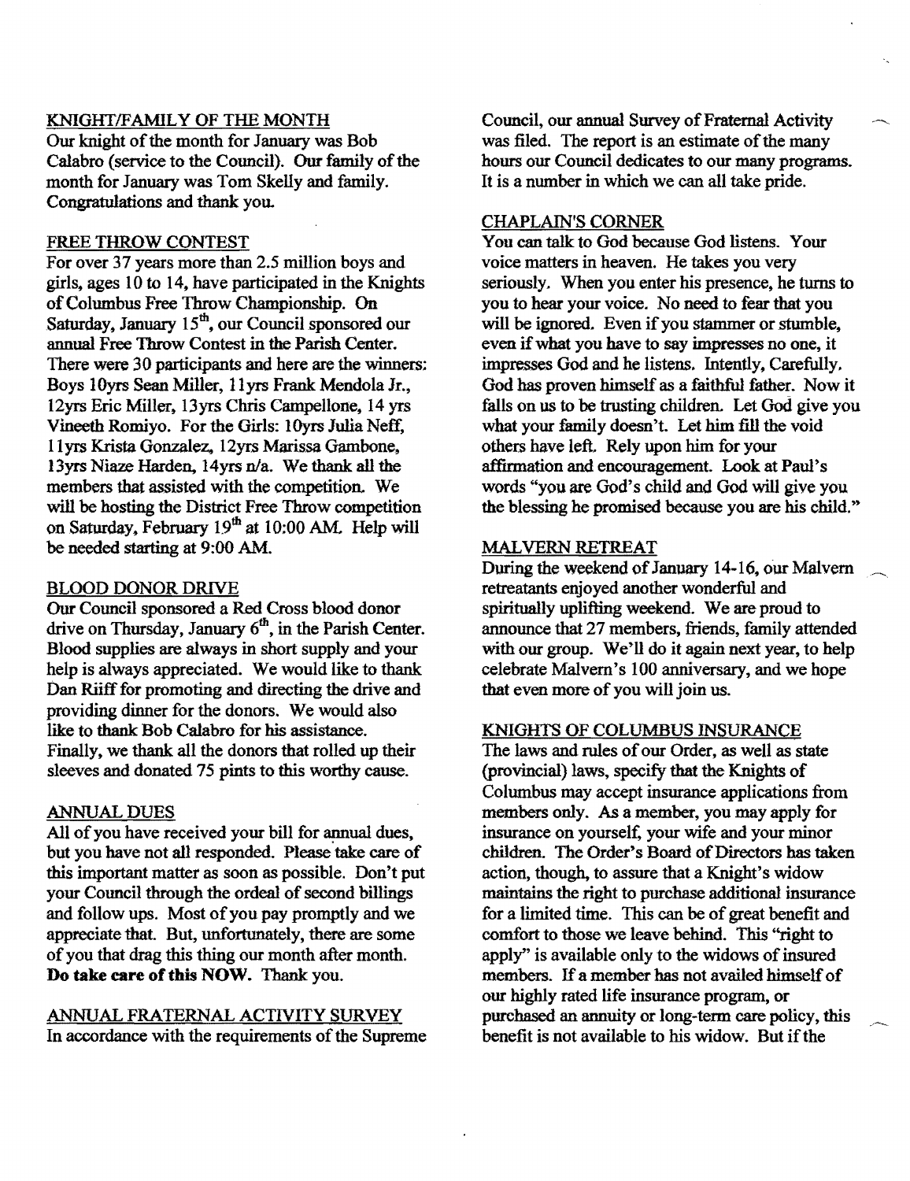## KNIGHT/FAMILY OF THE MONTH

Our knight of the month for January was Bob Calabro (service to the Council). Our family of the month for January was Tom Skelly and family. Congratulations and thank you.

## FREE THROW CONTEST

For over 37 years more than 2.5 million boys and girls, ages 10 to 14, have participated in the Knights of Columbus Free Throw Championship. On Saturday, January 15th, our Council sponsored our annual Free Throw Contest in the Parish Center. There were 30 participants and here are the winners: Boys 10yrs Sean Miller, 11yrs Frank Mendola Jr., 12yrs Eric Miller, 13yrs Chris Campellone, 14 yrs Vineeth Romiyo. For the Girls: 10yrs Julia Neff, 11yrs Krista Gonzalez, 12yrs Marissa Gambone, 13yrs Niaze Harden, 14yrs n/a. We thank all the members that assisted with the competition. We will be hosting the District Free Throw competition on Saturday, February 19th at 10:00 AM. Help will be needed starting at 9:00 AM.

## BLOOD DONOR DRIVE

Our Council sponsored a Red Cross blood donor drive on Thursday, January 6th, in the Parish Center. Blood supplies are always in short supply and your help is always appreciated. We would like to thank Dan Riiff for promoting and directing the drive and providing dinner for the donors. We would also like to thank Bob Calabro for his assistance. Finally, we thank all the donors that rolled up their sleeves and donated 75 pints to this worthy cause.

## ANNUAL DUES

All of you have received your bill for annual dues, but you have not all responded. Please take care of this important matter as soon as possible. Don't put your Council through the ordeal of second billings and follow ups. Most of you pay promptly and we appreciate that. But, unfortunately, there are some of you that drag this thing our month after month. **Do take care of this NOW.** Thank you.

## ANNUAL FRATERNAL ACTIVITY SURVEY

In accordance with the requirements of the Supreme Council, our annual Survey of Fraternal Activity was filed. The report is an estimate of the many hours our Council dedicates to our many programs. It is a number in which we can all take pride.

## CHAPLAIN'S CORNER

You can talk to God because God listens. Your voice matters in heaven. He takes you very seriously. When you enter his presence, he turns to you to hear your voice. No need to fear that you will be ignored. Even if you stammer or stumble, even if what you have to say impresses no one, it impresses God and he listens. Intently, Carefully. God has proven himself as a faithful father. Now it falls on us to be trusting children. Let God give you what your family doesn't. Let him fill the void others have left. Rely upon him for your affirmation and encouragement. Look at Paul's words "you are God's child and God will give you the blessing he promised because you are his child."

## MALVERN RETREAT

During the weekend of January 14-16, our Malvern retreatants enjoyed another wonderful and spiritually uplifting weekend. We are proud to announce that 27 members, friends, family attended with our group. We'll do it again next year, to help celebrate Malvern's 100 anniversary, and we hope that even more of you will join us.

## KNIGHTS OF COLUMBUS INSURANCE

The laws and rules of our Order, as well as state (provincial) laws, specify that the Knights of Columbus may accept insurance applications from members only. As a member, you may apply for insurance on yourself, your wife and your minor children. The Order's Board of Directors has taken action, though, to assure that a Knight's widow maintains the right to purchase additional insurance for a limited time. This can be of great benefit and comfort to those we leave behind. This "right to apply" is available only to the widows of insured members. If a member has not availed himself of our highly rated life insurance program, or purchased an annuity or long-term care policy, this benefit is not available to his widow. But if the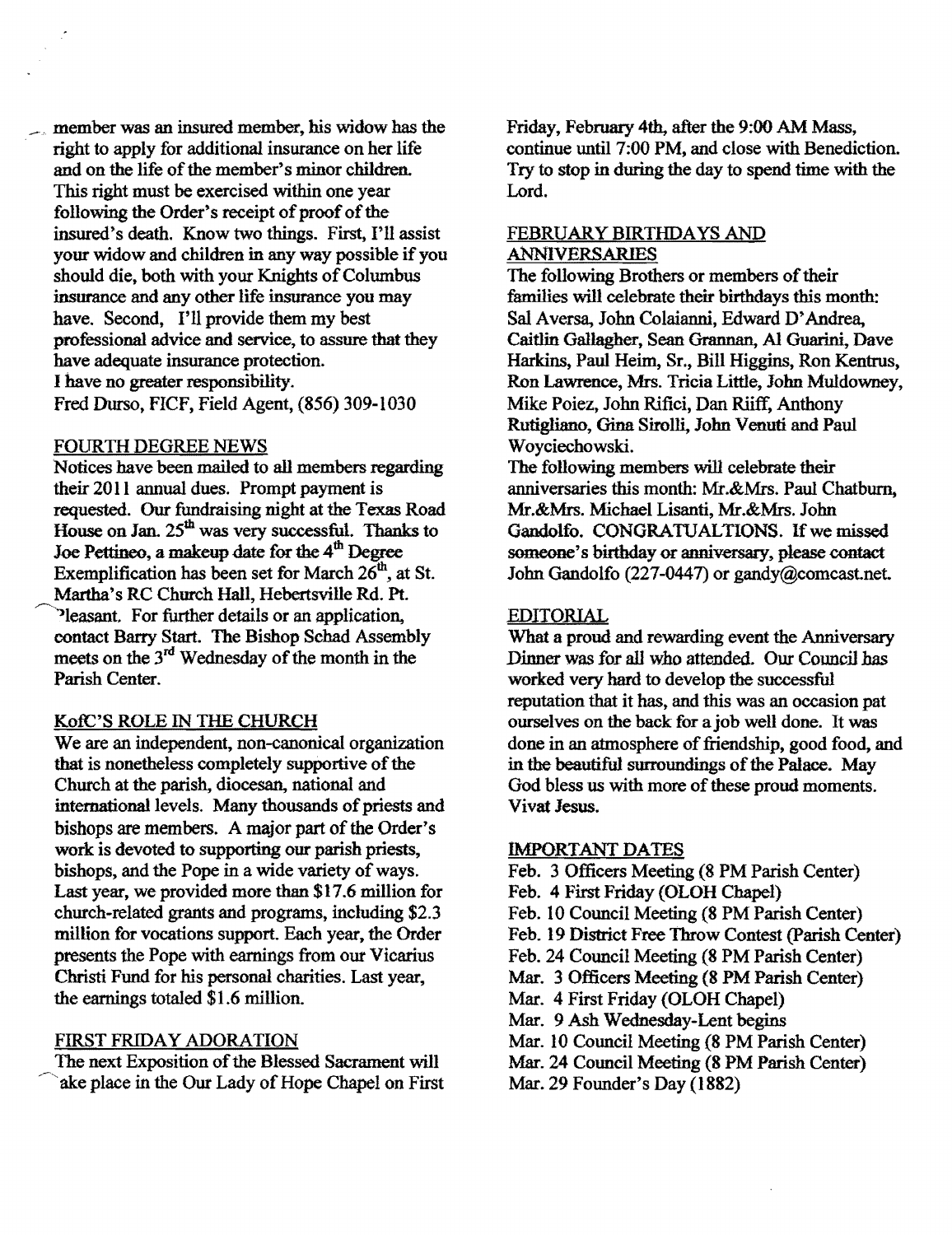member was an insured member, his widow has the right to apply for additional insurance on her life and on the life of the member's minor children. This right must be exercised within one year following the Order's receipt of proof of the insured's death. Know two things. First, I'll assist your widow and children in any way possible if you should die, both with your Knights of Columbus insurance and any other life insurance you may have. Second, I'll provide them my best professional advice and service, to assure that they have adequate insurance protection.
I have no greater responsibility.
Fred Durso, FICF, Field Agent, (856) 309-1030

## FOURTH DEGREE NEWS

Notices have been mailed to all members regarding their 2011 annual dues. Prompt payment is requested. Our fundraising night at the Texas Road House on Jan. 25th was very successful. Thanks to Joe Pettineo, a makeup date for the 4th Degree Exemplification has been set for March 26th, at St. Martha's RC Church Hall, Hebertsville Rd. Pt. Pleasant. For further details or an application, contact Barry Start. The Bishop Schad Assembly meets on the 3rd Wednesday of the month in the Parish Center.

## KofC'S ROLE IN THE CHURCH

We are an independent, non-canonical organization that is nonetheless completely supportive of the Church at the parish, diocesan, national and international levels. Many thousands of priests and bishops are members. A major part of the Order's work is devoted to supporting our parish priests, bishops, and the Pope in a wide variety of ways. Last year, we provided more than $17.6 million for church-related grants and programs, including $2.3 million for vocations support. Each year, the Order presents the Pope with earnings from our Vicarius Christi Fund for his personal charities. Last year, the earnings totaled $1.6 million.

## FIRST FRIDAY ADORATION

The next Exposition of the Blessed Sacrament will take place in the Our Lady of Hope Chapel on First Friday, February 4th, after the 9:00 AM Mass, continue until 7:00 PM, and close with Benediction. Try to stop in during the day to spend time with the Lord.

## FEBRUARY BIRTHDAYS AND ANNIVERSARIES

The following Brothers or members of their families will celebrate their birthdays this month: Sal Aversa, John Colaianni, Edward D'Andrea, Caitlin Gallagher, Sean Grannan, Al Guarini, Dave Harkins, Paul Heim, Sr., Bill Higgins, Ron Kentrus, Ron Lawrence, Mrs. Tricia Little, John Muldowney, Mike Poiez, John Rifici, Dan Riiff, Anthony Rutigliano, Gina Sirolli, John Venuti and Paul Woyciechowski.

The following members will celebrate their anniversaries this month: Mr.&Mrs. Paul Chatburn, Mr.&Mrs. Michael Lisanti, Mr.&Mrs. John Gandolfo. CONGRATUALTIONS. If we missed someone's birthday or anniversary, please contact John Gandolfo (227-0447) or gandy@comcast.net.

## EDITORIAL

What a proud and rewarding event the Anniversary Dinner was for all who attended. Our Council has worked very hard to develop the successful reputation that it has, and this was an occasion pat ourselves on the back for a job well done. It was done in an atmosphere of friendship, good food, and in the beautiful surroundings of the Palace. May God bless us with more of these proud moments. Vivat Jesus.

## IMPORTANT DATES

Feb. 3 Officers Meeting (8 PM Parish Center)
Feb. 4 First Friday (OLOH Chapel)
Feb. 10 Council Meeting (8 PM Parish Center)
Feb. 19 District Free Throw Contest (Parish Center)
Feb. 24 Council Meeting (8 PM Parish Center)
Mar. 3 Officers Meeting (8 PM Parish Center)
Mar. 4 First Friday (OLOH Chapel)
Mar. 9 Ash Wednesday-Lent begins
Mar. 10 Council Meeting (8 PM Parish Center)
Mar. 24 Council Meeting (8 PM Parish Center)
Mar. 29 Founder's Day (1882)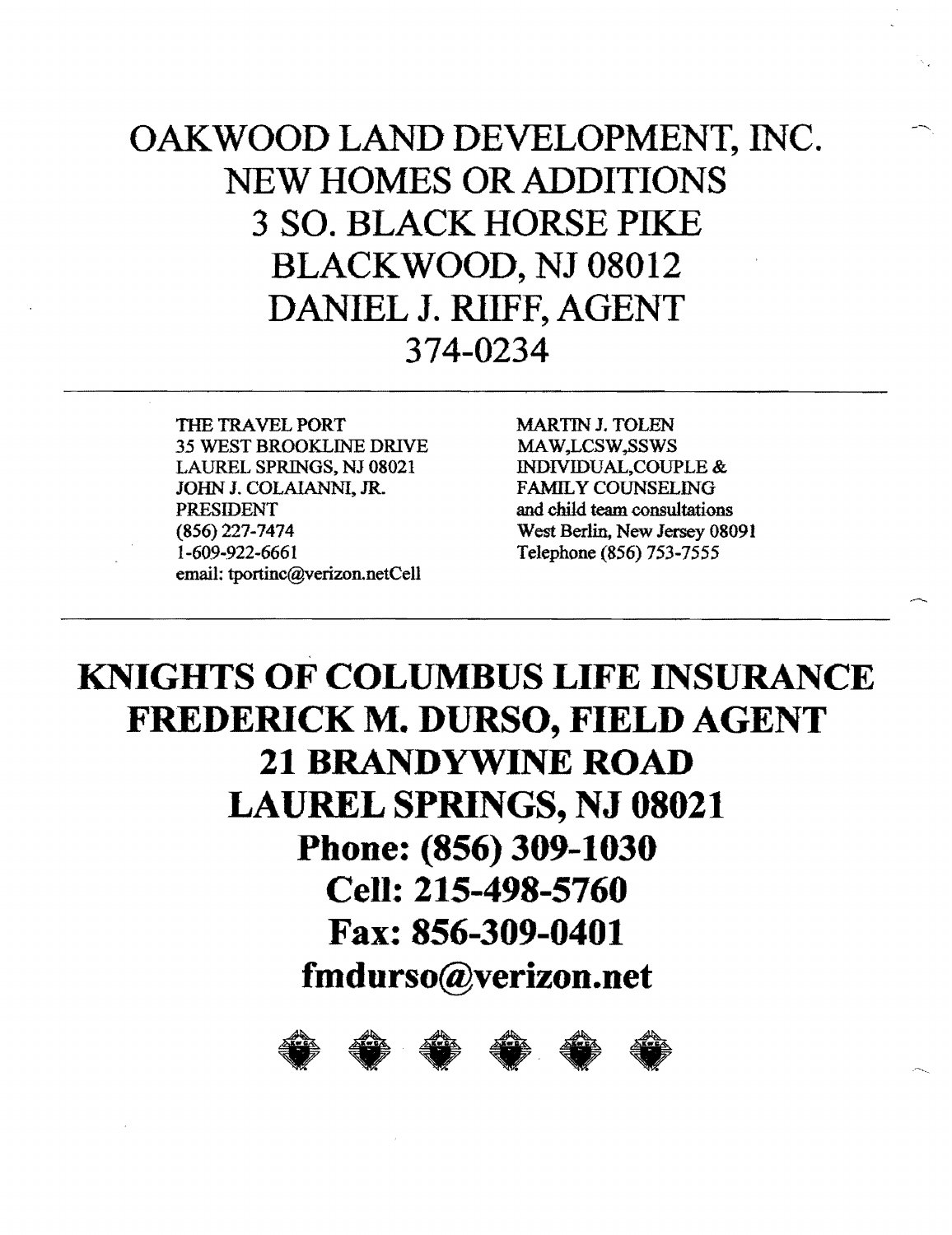# OAKWOOD LAND DEVELOPMENT, INC.
# NEW HOMES OR ADDITIONS
# 3 SO. BLACK HORSE PIKE
# BLACKWOOD, NJ 08012
# DANIEL J. RIIFF, AGENT
# 374-0234

---

THE TRAVEL PORT
35 WEST BROOKLINE DRIVE
LAUREL SPRINGS, NJ 08021
JOHN J. COLAIANNI, JR.
PRESIDENT
(856) 227-7474
1-609-922-6661
email: tportinc@verizon.netCell

MARTIN J. TOLEN
MAW,LCSW,SSWS
INDIVIDUAL,COUPLE &
FAMILY COUNSELING
and child team consultations
West Berlin, New Jersey 08091
Telephone (856) 753-7555

---

# KNIGHTS OF COLUMBUS LIFE INSURANCE
# FREDERICK M. DURSO, FIELD AGENT
# 21 BRANDYWINE ROAD
# LAUREL SPRINGS, NJ 08021
# Phone: (856) 309-1030
# Cell: 215-498-5760
# Fax: 856-309-0401
# fmdurso@verizon.net